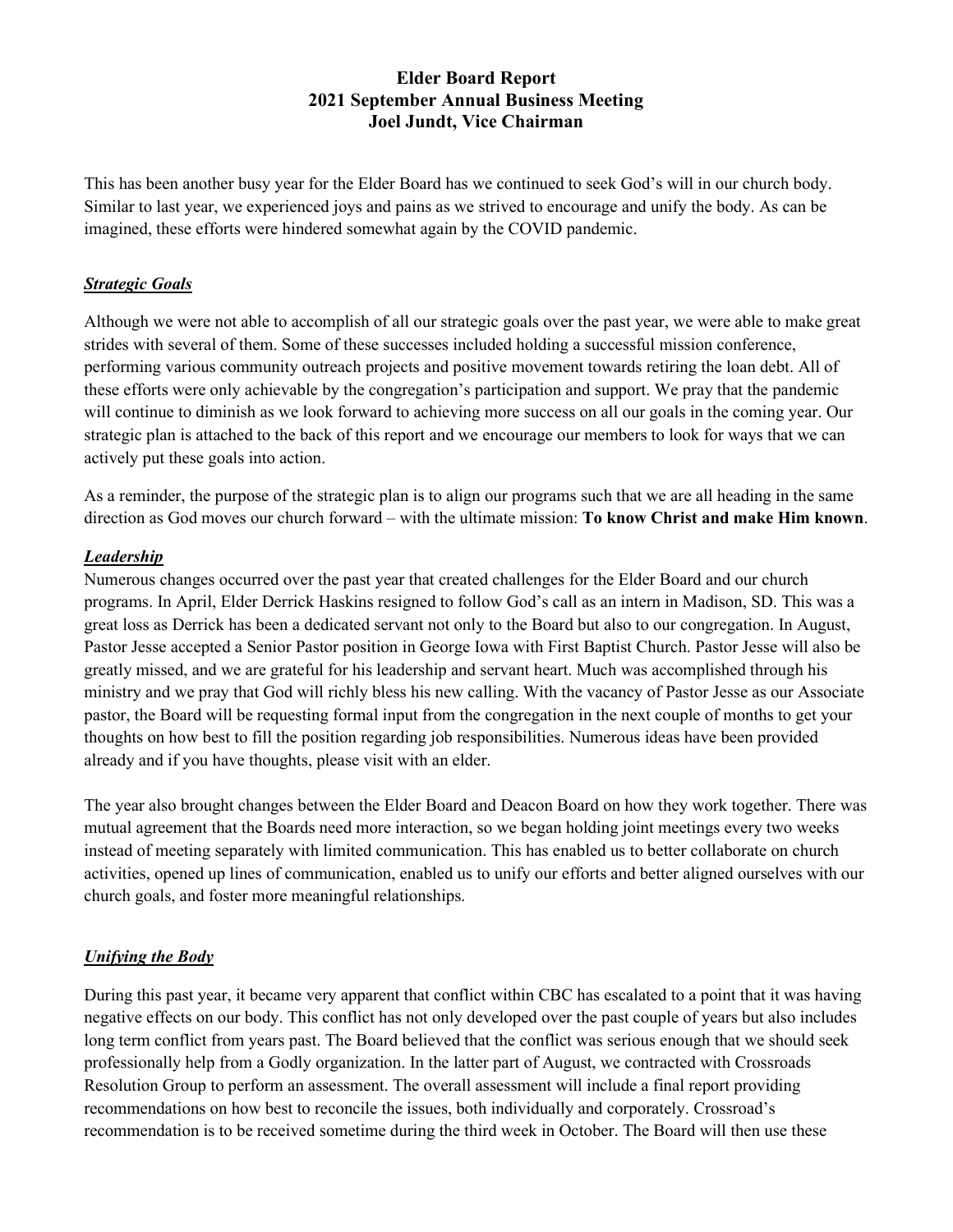# Elder Board Report
# 2021 September Annual Business Meeting
# Joel Jundt, Vice Chairman

This has been another busy year for the Elder Board has we continued to seek God's will in our church body. Similar to last year, we experienced joys and pains as we strived to encourage and unify the body. As can be imagined, these efforts were hindered somewhat again by the COVID pandemic.

## ***Strategic Goals***

Although we were not able to accomplish of all our strategic goals over the past year, we were able to make great strides with several of them. Some of these successes included holding a successful mission conference, performing various community outreach projects and positive movement towards retiring the loan debt. All of these efforts were only achievable by the congregation's participation and support. We pray that the pandemic will continue to diminish as we look forward to achieving more success on all our goals in the coming year. Our strategic plan is attached to the back of this report and we encourage our members to look for ways that we can actively put these goals into action.

As a reminder, the purpose of the strategic plan is to align our programs such that we are all heading in the same direction as God moves our church forward – with the ultimate mission: **To know Christ and make Him known**.

## ***Leadership***

Numerous changes occurred over the past year that created challenges for the Elder Board and our church programs. In April, Elder Derrick Haskins resigned to follow God's call as an intern in Madison, SD. This was a great loss as Derrick has been a dedicated servant not only to the Board but also to our congregation. In August, Pastor Jesse accepted a Senior Pastor position in George Iowa with First Baptist Church. Pastor Jesse will also be greatly missed, and we are grateful for his leadership and servant heart. Much was accomplished through his ministry and we pray that God will richly bless his new calling. With the vacancy of Pastor Jesse as our Associate pastor, the Board will be requesting formal input from the congregation in the next couple of months to get your thoughts on how best to fill the position regarding job responsibilities. Numerous ideas have been provided already and if you have thoughts, please visit with an elder.

The year also brought changes between the Elder Board and Deacon Board on how they work together. There was mutual agreement that the Boards need more interaction, so we began holding joint meetings every two weeks instead of meeting separately with limited communication. This has enabled us to better collaborate on church activities, opened up lines of communication, enabled us to unify our efforts and better aligned ourselves with our church goals, and foster more meaningful relationships.

## ***Unifying the Body***

During this past year, it became very apparent that conflict within CBC has escalated to a point that it was having negative effects on our body. This conflict has not only developed over the past couple of years but also includes long term conflict from years past. The Board believed that the conflict was serious enough that we should seek professionally help from a Godly organization. In the latter part of August, we contracted with Crossroads Resolution Group to perform an assessment. The overall assessment will include a final report providing recommendations on how best to reconcile the issues, both individually and corporately. Crossroad's recommendation is to be received sometime during the third week in October. The Board will then use these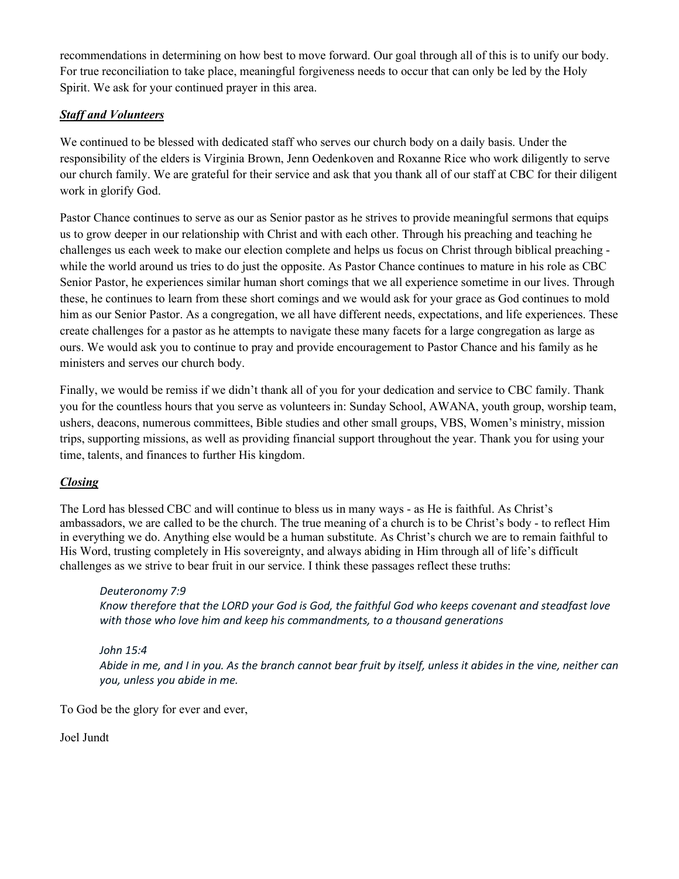recommendations in determining on how best to move forward. Our goal through all of this is to unify our body. For true reconciliation to take place, meaningful forgiveness needs to occur that can only be led by the Holy Spirit. We ask for your continued prayer in this area.

***Staff and Volunteers***

We continued to be blessed with dedicated staff who serves our church body on a daily basis. Under the responsibility of the elders is Virginia Brown, Jenn Oedenkoven and Roxanne Rice who work diligently to serve our church family. We are grateful for their service and ask that you thank all of our staff at CBC for their diligent work in glorify God.

Pastor Chance continues to serve as our as Senior pastor as he strives to provide meaningful sermons that equips us to grow deeper in our relationship with Christ and with each other. Through his preaching and teaching he challenges us each week to make our election complete and helps us focus on Christ through biblical preaching - while the world around us tries to do just the opposite. As Pastor Chance continues to mature in his role as CBC Senior Pastor, he experiences similar human short comings that we all experience sometime in our lives. Through these, he continues to learn from these short comings and we would ask for your grace as God continues to mold him as our Senior Pastor. As a congregation, we all have different needs, expectations, and life experiences. These create challenges for a pastor as he attempts to navigate these many facets for a large congregation as large as ours. We would ask you to continue to pray and provide encouragement to Pastor Chance and his family as he ministers and serves our church body.

Finally, we would be remiss if we didn't thank all of you for your dedication and service to CBC family. Thank you for the countless hours that you serve as volunteers in: Sunday School, AWANA, youth group, worship team, ushers, deacons, numerous committees, Bible studies and other small groups, VBS, Women's ministry, mission trips, supporting missions, as well as providing financial support throughout the year. Thank you for using your time, talents, and finances to further His kingdom.

***Closing***

The Lord has blessed CBC and will continue to bless us in many ways - as He is faithful. As Christ's ambassadors, we are called to be the church. The true meaning of a church is to be Christ's body - to reflect Him in everything we do. Anything else would be a human substitute. As Christ's church we are to remain faithful to His Word, trusting completely in His sovereignty, and always abiding in Him through all of life's difficult challenges as we strive to bear fruit in our service. I think these passages reflect these truths:

> *Deuteronomy 7:9*
> *Know therefore that the LORD your God is God, the faithful God who keeps covenant and steadfast love with those who love him and keep his commandments, to a thousand generations*
>
> *John 15:4*
> *Abide in me, and I in you. As the branch cannot bear fruit by itself, unless it abides in the vine, neither can you, unless you abide in me.*

To God be the glory for ever and ever,

Joel Jundt